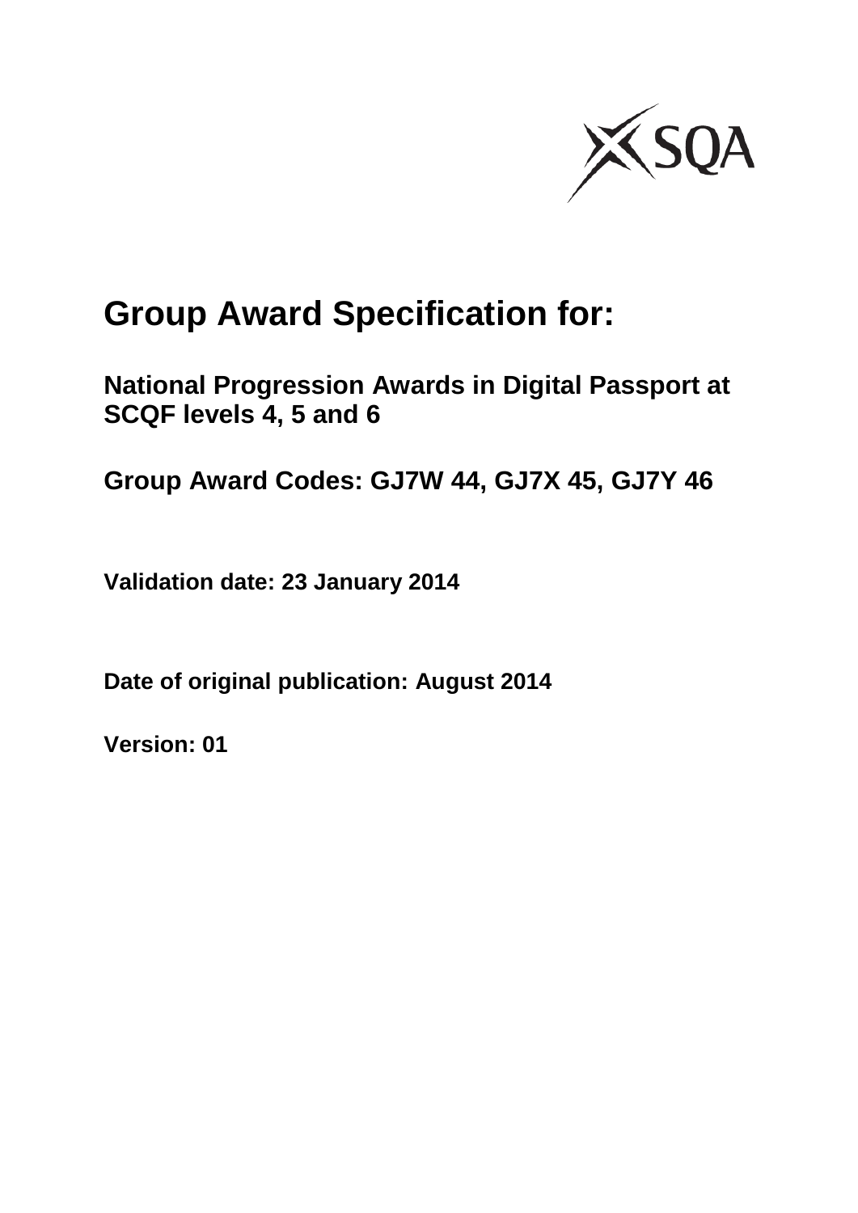# Group Award Specification for:

## National Progression Awards in Digital Passport at SCQF levels 4, 5 and 6

## Group Award Codes: GJ7W 44, GJ7X 45, GJ7Y 46

**Validation date: 23 January 2014**

**Date of original publication: August 2014**

**Version: 01**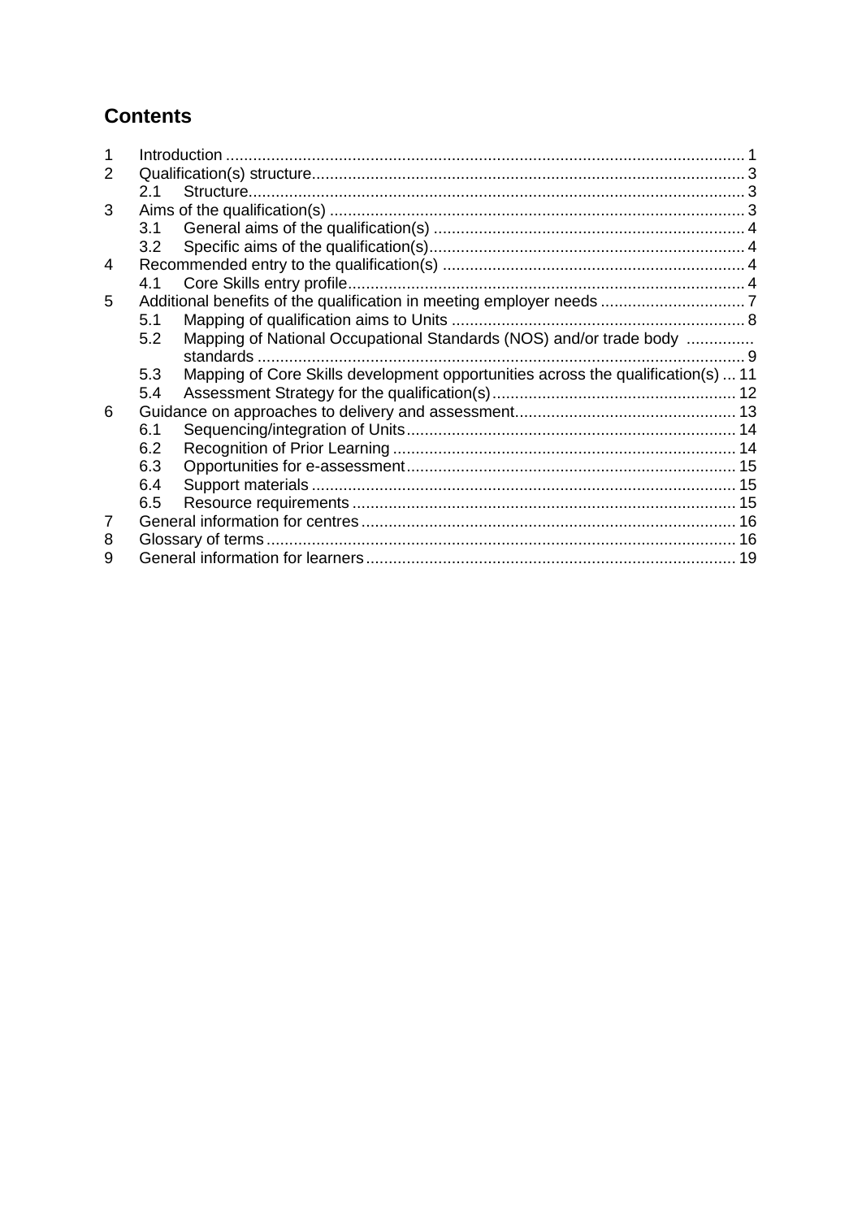## Contents

1 Introduction ..... 1
2 Qualification(s) structure ..... 3
 2.1 Structure ..... 3
3 Aims of the qualification(s) ..... 3
 3.1 General aims of the qualification(s) ..... 4
 3.2 Specific aims of the qualification(s) ..... 4
4 Recommended entry to the qualification(s) ..... 4
 4.1 Core Skills entry profile ..... 4
5 Additional benefits of the qualification in meeting employer needs ..... 7
 5.1 Mapping of qualification aims to Units ..... 8
 5.2 Mapping of National Occupational Standards (NOS) and/or trade body standards ..... 9
 5.3 Mapping of Core Skills development opportunities across the qualification(s) ..... 11
 5.4 Assessment Strategy for the qualification(s) ..... 12
6 Guidance on approaches to delivery and assessment ..... 13
 6.1 Sequencing/integration of Units ..... 14
 6.2 Recognition of Prior Learning ..... 14
 6.3 Opportunities for e-assessment ..... 15
 6.4 Support materials ..... 15
 6.5 Resource requirements ..... 15
7 General information for centres ..... 16
8 Glossary of terms ..... 16
9 General information for learners ..... 19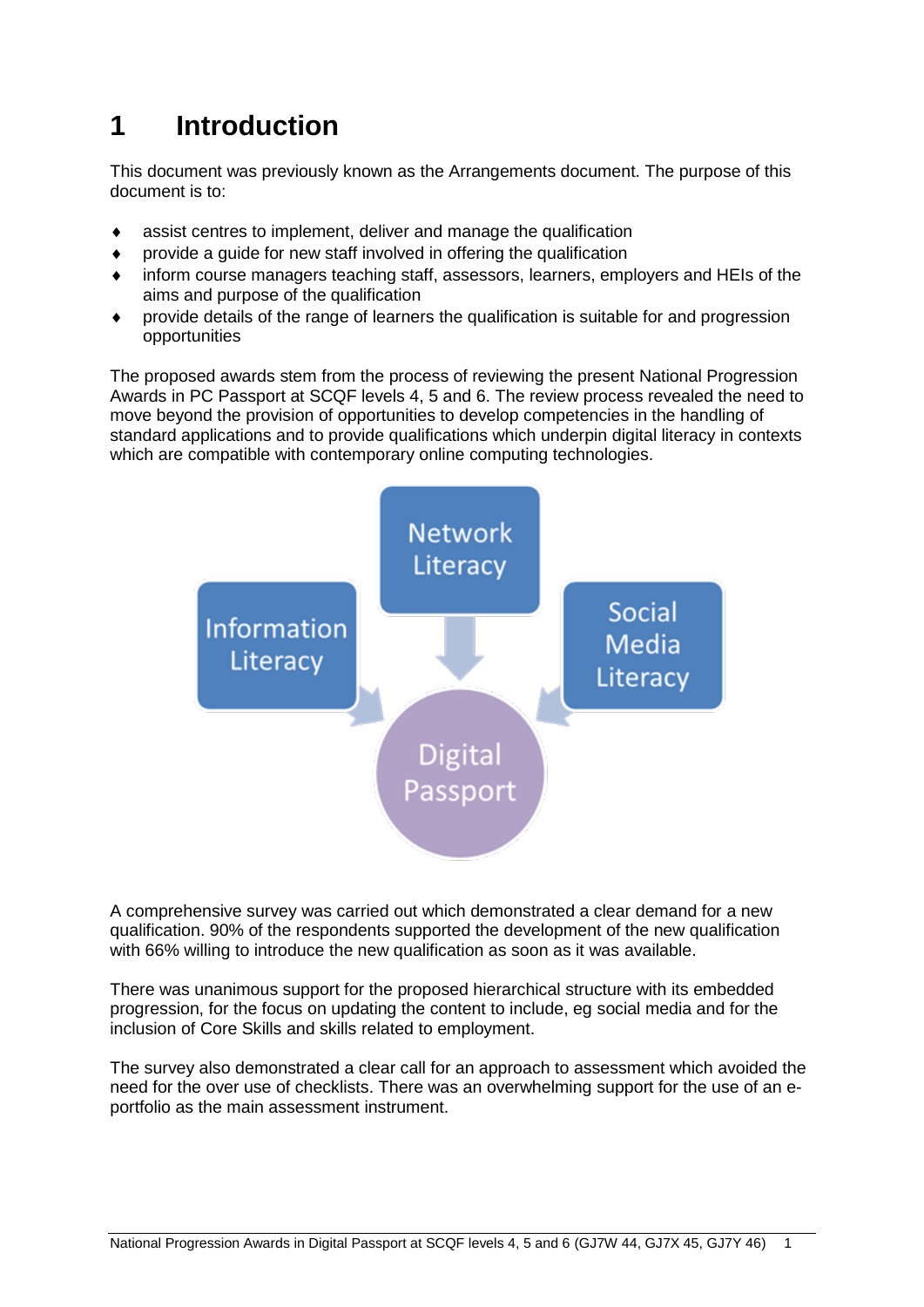# 1 Introduction

This document was previously known as the Arrangements document. The purpose of this document is to:

- assist centres to implement, deliver and manage the qualification
- provide a guide for new staff involved in offering the qualification
- inform course managers teaching staff, assessors, learners, employers and HEIs of the aims and purpose of the qualification
- provide details of the range of learners the qualification is suitable for and progression opportunities

The proposed awards stem from the process of reviewing the present National Progression Awards in PC Passport at SCQF levels 4, 5 and 6. The review process revealed the need to move beyond the provision of opportunities to develop competencies in the handling of standard applications and to provide qualifications which underpin digital literacy in contexts which are compatible with contemporary online computing technologies.

A comprehensive survey was carried out which demonstrated a clear demand for a new qualification. 90% of the respondents supported the development of the new qualification with 66% willing to introduce the new qualification as soon as it was available.

There was unanimous support for the proposed hierarchical structure with its embedded progression, for the focus on updating the content to include, eg social media and for the inclusion of Core Skills and skills related to employment.

The survey also demonstrated a clear call for an approach to assessment which avoided the need for the over use of checklists. There was an overwhelming support for the use of an e-portfolio as the main assessment instrument.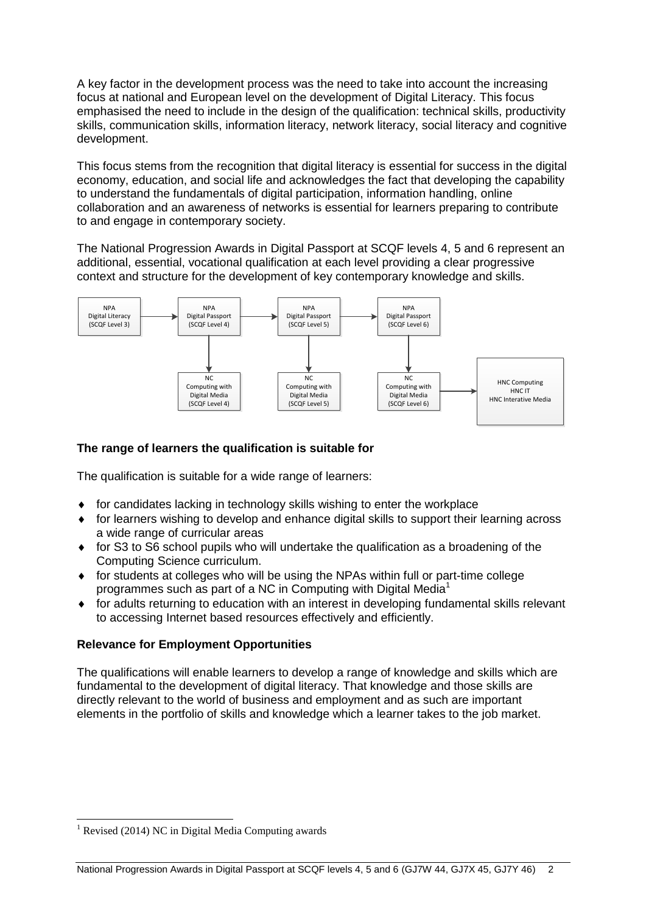A key factor in the development process was the need to take into account the increasing focus at national and European level on the development of Digital Literacy. This focus emphasised the need to include in the design of the qualification: technical skills, productivity skills, communication skills, information literacy, network literacy, social literacy and cognitive development.

This focus stems from the recognition that digital literacy is essential for success in the digital economy, education, and social life and acknowledges the fact that developing the capability to understand the fundamentals of digital participation, information handling, online collaboration and an awareness of networks is essential for learners preparing to contribute to and engage in contemporary society.

The National Progression Awards in Digital Passport at SCQF levels 4, 5 and 6 represent an additional, essential, vocational qualification at each level providing a clear progressive context and structure for the development of key contemporary knowledge and skills.

NPA Digital Literacy (SCQF Level 3) → NPA Digital Passport (SCQF Level 4) → NPA Digital Passport (SCQF Level 5) → NPA Digital Passport (SCQF Level 6)

NPA Digital Passport (SCQF Level 4) ↓ NC Computing with Digital Media (SCQF Level 4)

NPA Digital Passport (SCQF Level 5) ↓ NC Computing with Digital Media (SCQF Level 5)

NPA Digital Passport (SCQF Level 6) ↓ NC Computing with Digital Media (SCQF Level 6) → HNC Computing / HNC IT / HNC Interative Media

### The range of learners the qualification is suitable for

The qualification is suitable for a wide range of learners:

- for candidates lacking in technology skills wishing to enter the workplace
- for learners wishing to develop and enhance digital skills to support their learning across a wide range of curricular areas
- for S3 to S6 school pupils who will undertake the qualification as a broadening of the Computing Science curriculum.
- for students at colleges who will be using the NPAs within full or part-time college programmes such as part of a NC in Computing with Digital Media[1]
- for adults returning to education with an interest in developing fundamental skills relevant to accessing Internet based resources effectively and efficiently.

### Relevance for Employment Opportunities

The qualifications will enable learners to develop a range of knowledge and skills which are fundamental to the development of digital literacy. That knowledge and those skills are directly relevant to the world of business and employment and as such are important elements in the portfolio of skills and knowledge which a learner takes to the job market.

[1] Revised (2014) NC in Digital Media Computing awards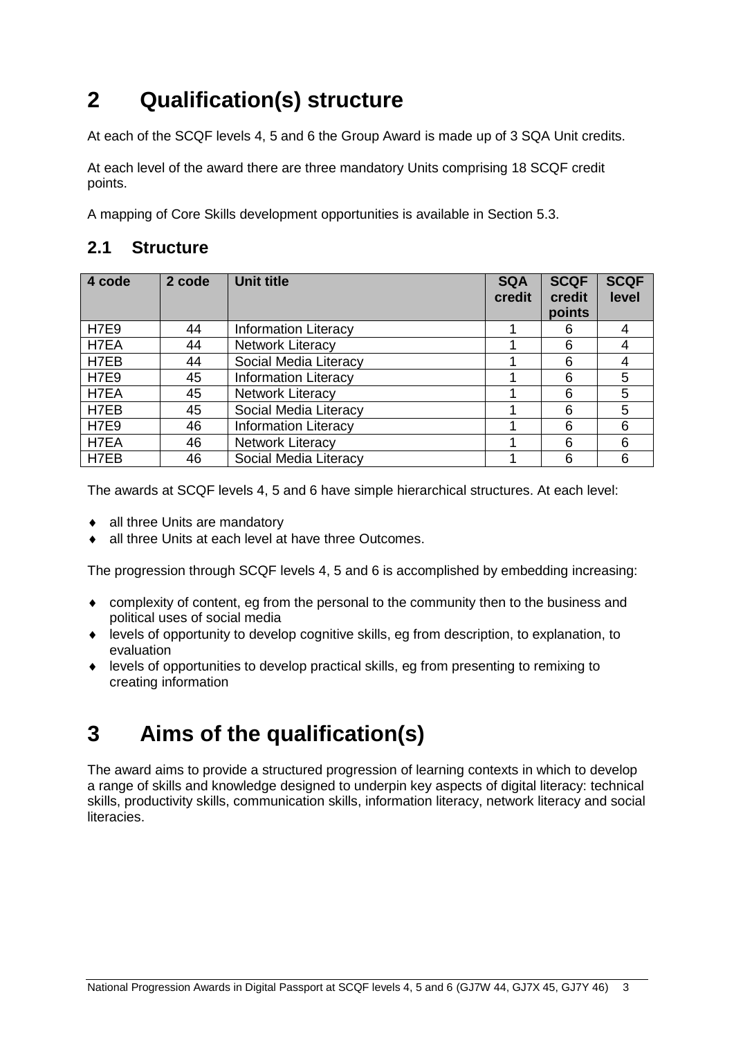# 2 Qualification(s) structure

At each of the SCQF levels 4, 5 and 6 the Group Award is made up of 3 SQA Unit credits.

At each level of the award there are three mandatory Units comprising 18 SCQF credit points.

A mapping of Core Skills development opportunities is available in Section 5.3.

## 2.1 Structure

| 4 code | 2 code | Unit title | SQA credit | SCQF credit points | SCQF level |
|---|---|---|---|---|---|
| H7E9 | 44 | Information Literacy | 1 | 6 | 4 |
| H7EA | 44 | Network Literacy | 1 | 6 | 4 |
| H7EB | 44 | Social Media Literacy | 1 | 6 | 4 |
| H7E9 | 45 | Information Literacy | 1 | 6 | 5 |
| H7EA | 45 | Network Literacy | 1 | 6 | 5 |
| H7EB | 45 | Social Media Literacy | 1 | 6 | 5 |
| H7E9 | 46 | Information Literacy | 1 | 6 | 6 |
| H7EA | 46 | Network Literacy | 1 | 6 | 6 |
| H7EB | 46 | Social Media Literacy | 1 | 6 | 6 |

The awards at SCQF levels 4, 5 and 6 have simple hierarchical structures. At each level:

- all three Units are mandatory
- all three Units at each level at have three Outcomes.

The progression through SCQF levels 4, 5 and 6 is accomplished by embedding increasing:

- complexity of content, eg from the personal to the community then to the business and political uses of social media
- levels of opportunity to develop cognitive skills, eg from description, to explanation, to evaluation
- levels of opportunities to develop practical skills, eg from presenting to remixing to creating information

# 3 Aims of the qualification(s)

The award aims to provide a structured progression of learning contexts in which to develop a range of skills and knowledge designed to underpin key aspects of digital literacy: technical skills, productivity skills, communication skills, information literacy, network literacy and social literacies.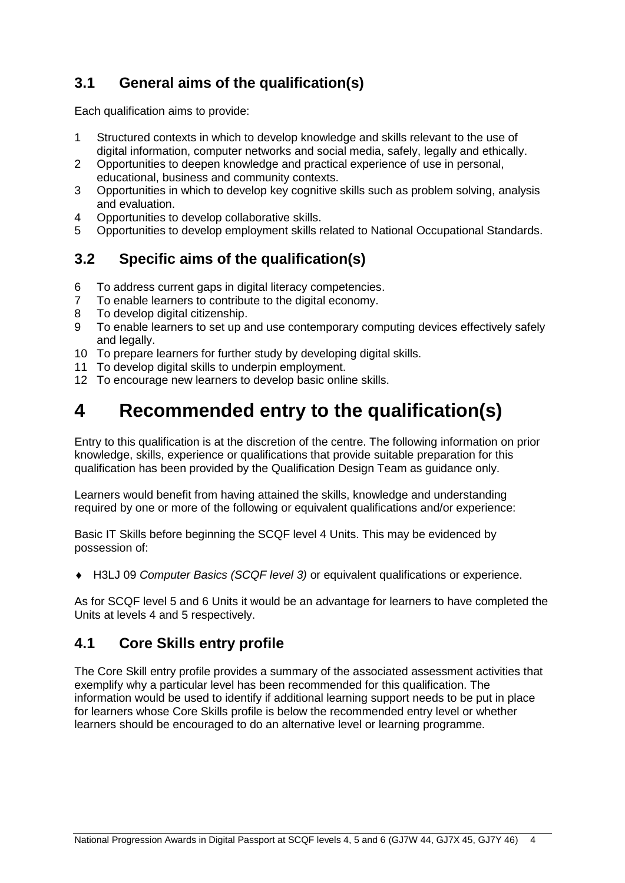## 3.1 General aims of the qualification(s)

Each qualification aims to provide:

1. Structured contexts in which to develop knowledge and skills relevant to the use of digital information, computer networks and social media, safely, legally and ethically.
2. Opportunities to deepen knowledge and practical experience of use in personal, educational, business and community contexts.
3. Opportunities in which to develop key cognitive skills such as problem solving, analysis and evaluation.
4. Opportunities to develop collaborative skills.
5. Opportunities to develop employment skills related to National Occupational Standards.

## 3.2 Specific aims of the qualification(s)

6. To address current gaps in digital literacy competencies.
7. To enable learners to contribute to the digital economy.
8. To develop digital citizenship.
9. To enable learners to set up and use contemporary computing devices effectively safely and legally.
10. To prepare learners for further study by developing digital skills.
11. To develop digital skills to underpin employment.
12. To encourage new learners to develop basic online skills.

# 4 Recommended entry to the qualification(s)

Entry to this qualification is at the discretion of the centre. The following information on prior knowledge, skills, experience or qualifications that provide suitable preparation for this qualification has been provided by the Qualification Design Team as guidance only.

Learners would benefit from having attained the skills, knowledge and understanding required by one or more of the following or equivalent qualifications and/or experience:

Basic IT Skills before beginning the SCQF level 4 Units. This may be evidenced by possession of:

- H3LJ 09 *Computer Basics (SCQF level 3)* or equivalent qualifications or experience.

As for SCQF level 5 and 6 Units it would be an advantage for learners to have completed the Units at levels 4 and 5 respectively.

## 4.1 Core Skills entry profile

The Core Skill entry profile provides a summary of the associated assessment activities that exemplify why a particular level has been recommended for this qualification. The information would be used to identify if additional learning support needs to be put in place for learners whose Core Skills profile is below the recommended entry level or whether learners should be encouraged to do an alternative level or learning programme.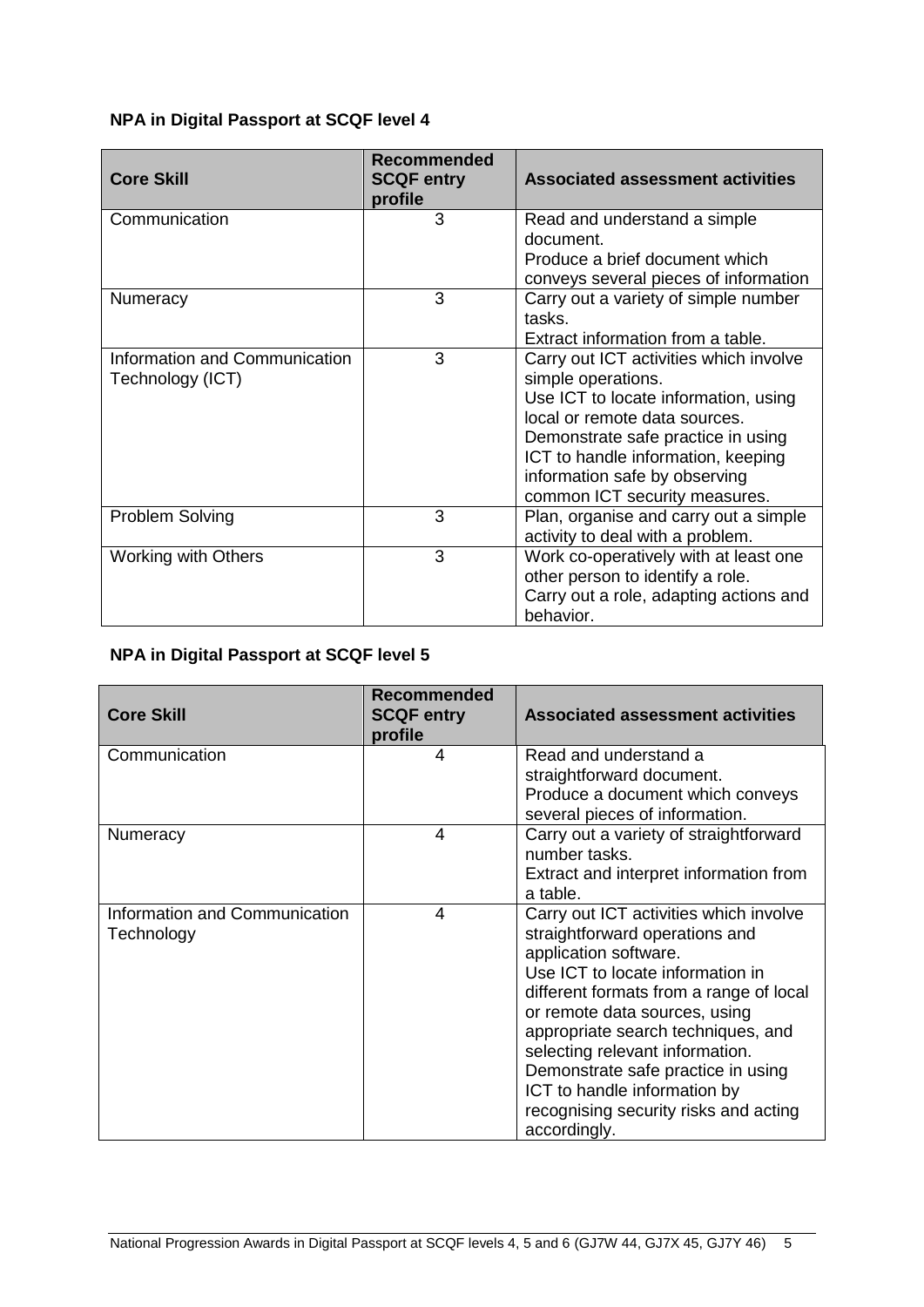**NPA in Digital Passport at SCQF level 4**

| Core Skill | Recommended SCQF entry profile | Associated assessment activities |
|---|---|---|
| Communication | 3 | Read and understand a simple document.<br>Produce a brief document which conveys several pieces of information |
| Numeracy | 3 | Carry out a variety of simple number tasks.<br>Extract information from a table. |
| Information and Communication Technology (ICT) | 3 | Carry out ICT activities which involve simple operations.<br>Use ICT to locate information, using local or remote data sources.<br>Demonstrate safe practice in using ICT to handle information, keeping information safe by observing common ICT security measures. |
| Problem Solving | 3 | Plan, organise and carry out a simple activity to deal with a problem. |
| Working with Others | 3 | Work co-operatively with at least one other person to identify a role.<br>Carry out a role, adapting actions and behavior. |

**NPA in Digital Passport at SCQF level 5**

| Core Skill | Recommended SCQF entry profile | Associated assessment activities |
|---|---|---|
| Communication | 4 | Read and understand a straightforward document.<br>Produce a document which conveys several pieces of information. |
| Numeracy | 4 | Carry out a variety of straightforward number tasks.<br>Extract and interpret information from a table. |
| Information and Communication Technology | 4 | Carry out ICT activities which involve straightforward operations and application software.<br>Use ICT to locate information in different formats from a range of local or remote data sources, using appropriate search techniques, and selecting relevant information.<br>Demonstrate safe practice in using ICT to handle information by recognising security risks and acting accordingly. |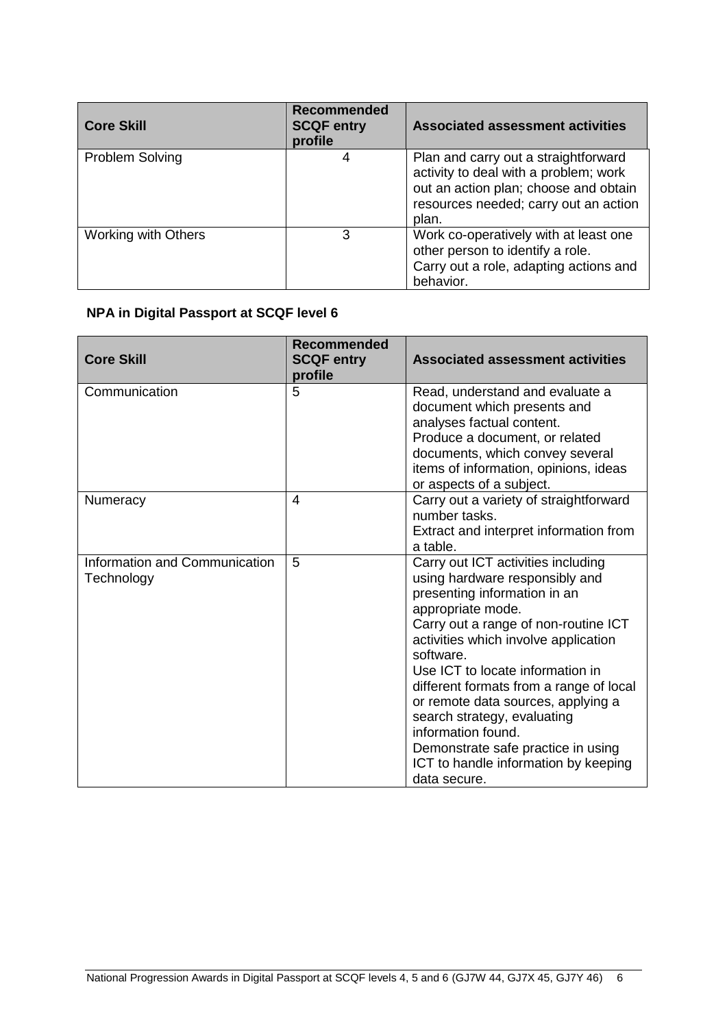| Core Skill | Recommended SCQF entry profile | Associated assessment activities |
|---|---|---|
| Problem Solving | 4 | Plan and carry out a straightforward activity to deal with a problem; work out an action plan; choose and obtain resources needed; carry out an action plan. |
| Working with Others | 3 | Work co-operatively with at least one other person to identify a role. Carry out a role, adapting actions and behavior. |

**NPA in Digital Passport at SCQF level 6**

| Core Skill | Recommended SCQF entry profile | Associated assessment activities |
|---|---|---|
| Communication | 5 | Read, understand and evaluate a document which presents and analyses factual content. Produce a document, or related documents, which convey several items of information, opinions, ideas or aspects of a subject. |
| Numeracy | 4 | Carry out a variety of straightforward number tasks. Extract and interpret information from a table. |
| Information and Communication Technology | 5 | Carry out ICT activities including using hardware responsibly and presenting information in an appropriate mode. Carry out a range of non-routine ICT activities which involve application software. Use ICT to locate information in different formats from a range of local or remote data sources, applying a search strategy, evaluating information found. Demonstrate safe practice in using ICT to handle information by keeping data secure. |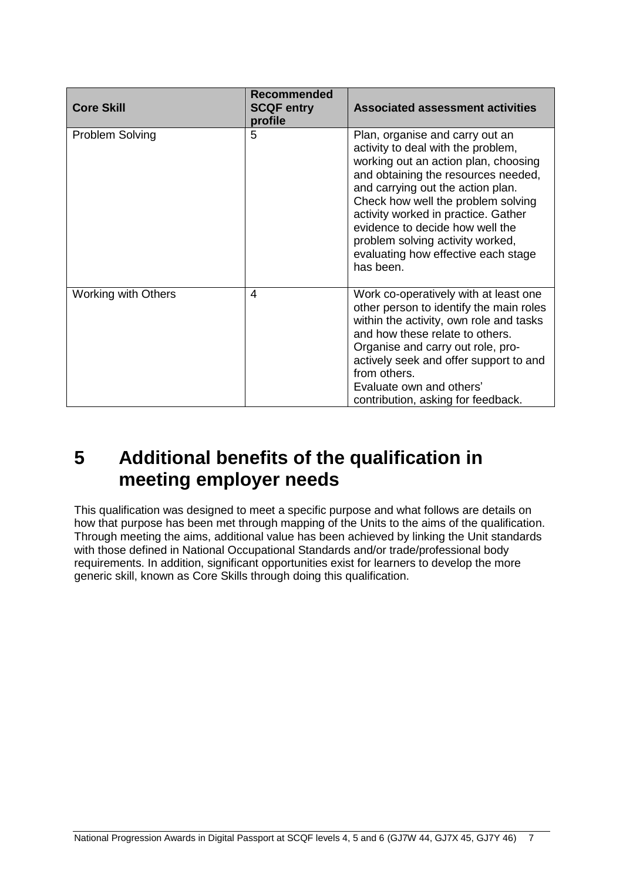| Core Skill | Recommended SCQF entry profile | Associated assessment activities |
|---|---|---|
| Problem Solving | 5 | Plan, organise and carry out an activity to deal with the problem, working out an action plan, choosing and obtaining the resources needed, and carrying out the action plan. Check how well the problem solving activity worked in practice. Gather evidence to decide how well the problem solving activity worked, evaluating how effective each stage has been. |
| Working with Others | 4 | Work co-operatively with at least one other person to identify the main roles within the activity, own role and tasks and how these relate to others. Organise and carry out role, pro-actively seek and offer support to and from others. Evaluate own and others' contribution, asking for feedback. |

# 5 Additional benefits of the qualification in meeting employer needs

This qualification was designed to meet a specific purpose and what follows are details on how that purpose has been met through mapping of the Units to the aims of the qualification. Through meeting the aims, additional value has been achieved by linking the Unit standards with those defined in National Occupational Standards and/or trade/professional body requirements. In addition, significant opportunities exist for learners to develop the more generic skill, known as Core Skills through doing this qualification.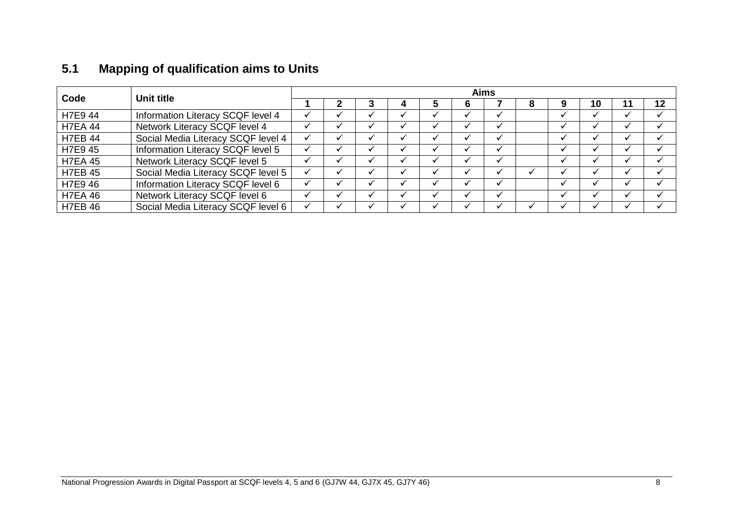## 5.1 Mapping of qualification aims to Units

| Code | Unit title | Aims | | | | | | | | | | | |
|---|---|---|---|---|---|---|---|---|---|---|---|---|---|
| | | 1 | 2 | 3 | 4 | 5 | 6 | 7 | 8 | 9 | 10 | 11 | 12 |
| H7E9 44 | Information Literacy SCQF level 4 | ✓ | ✓ | ✓ | ✓ | ✓ | ✓ | ✓ | | ✓ | ✓ | ✓ | ✓ |
| H7EA 44 | Network Literacy SCQF level 4 | ✓ | ✓ | ✓ | ✓ | ✓ | ✓ | ✓ | | ✓ | ✓ | ✓ | ✓ |
| H7EB 44 | Social Media Literacy SCQF level 4 | ✓ | ✓ | ✓ | ✓ | ✓ | ✓ | ✓ | | ✓ | ✓ | ✓ | ✓ |
| H7E9 45 | Information Literacy SCQF level 5 | ✓ | ✓ | ✓ | ✓ | ✓ | ✓ | ✓ | | ✓ | ✓ | ✓ | ✓ |
| H7EA 45 | Network Literacy SCQF level 5 | ✓ | ✓ | ✓ | ✓ | ✓ | ✓ | ✓ | | ✓ | ✓ | ✓ | ✓ |
| H7EB 45 | Social Media Literacy SCQF level 5 | ✓ | ✓ | ✓ | ✓ | ✓ | ✓ | ✓ | ✓ | ✓ | ✓ | ✓ | ✓ |
| H7E9 46 | Information Literacy SCQF level 6 | ✓ | ✓ | ✓ | ✓ | ✓ | ✓ | ✓ | | ✓ | ✓ | ✓ | ✓ |
| H7EA 46 | Network Literacy SCQF level 6 | ✓ | ✓ | ✓ | ✓ | ✓ | ✓ | ✓ | | ✓ | ✓ | ✓ | ✓ |
| H7EB 46 | Social Media Literacy SCQF level 6 | ✓ | ✓ | ✓ | ✓ | ✓ | ✓ | ✓ | ✓ | ✓ | ✓ | ✓ | ✓ |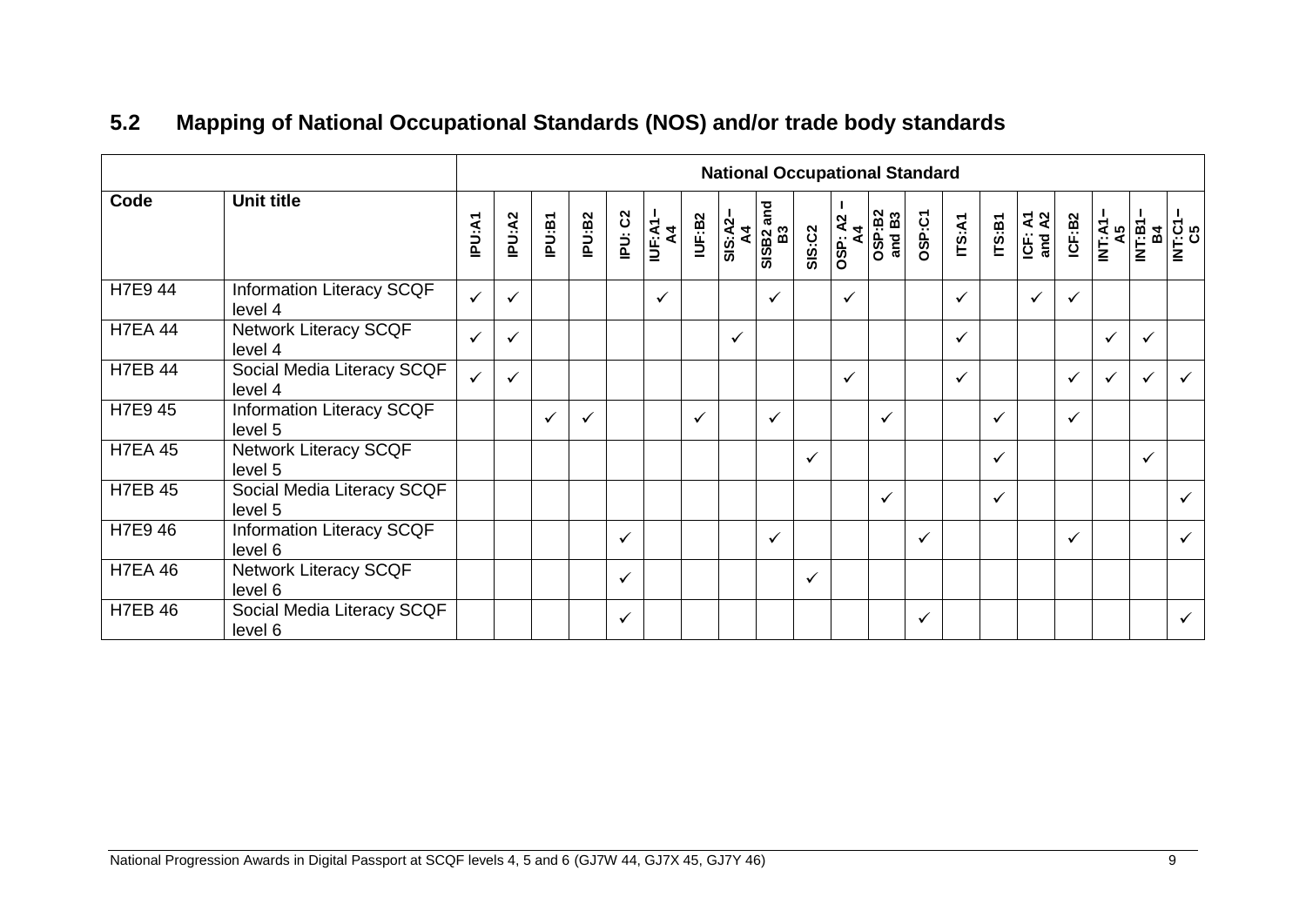## 5.2 Mapping of National Occupational Standards (NOS) and/or trade body standards

| | | National Occupational Standard | | | | | | | | | | | | | | | | | | | |
|---|---|---|---|---|---|---|---|---|---|---|---|---|---|---|---|---|---|---|---|---|---|
| **Code** | **Unit title** | **IPU:A1** | **IPU:A2** | **IPU:B1** | **IPU:B2** | **IPU: C2** | **IUF:A1–A4** | **IUF:B2** | **SIS:A2–A4** | **SISB2 and B3** | **SIS:C2** | **OSP: A2 – A4** | **OSP:B2 and B3** | **OSP:C1** | **ITS:A1** | **ITS:B1** | **ICF: A1 and A2** | **ICF:B2** | **INT:A1–A5** | **INT:B1–B4** | **INT:C1–C5** |
| H7E9 44 | Information Literacy SCQF level 4 | ✓ | ✓ | | | | ✓ | | | ✓ | | ✓ | | | ✓ | | ✓ | ✓ | | | |
| H7EA 44 | Network Literacy SCQF level 4 | ✓ | ✓ | | | | | | ✓ | | | | | | ✓ | | | | ✓ | ✓ | |
| H7EB 44 | Social Media Literacy SCQF level 4 | ✓ | ✓ | | | | | | | | | ✓ | | | ✓ | | | ✓ | ✓ | ✓ | ✓ |
| H7E9 45 | Information Literacy SCQF level 5 | | | ✓ | ✓ | | | ✓ | | ✓ | | | ✓ | | | ✓ | | ✓ | | | |
| H7EA 45 | Network Literacy SCQF level 5 | | | | | | | | | | ✓ | | | | | ✓ | | | | ✓ | |
| H7EB 45 | Social Media Literacy SCQF level 5 | | | | | | | | | | | | ✓ | | | ✓ | | | | | ✓ |
| H7E9 46 | Information Literacy SCQF level 6 | | | | | ✓ | | | | ✓ | | | | ✓ | | | | ✓ | | | ✓ |
| H7EA 46 | Network Literacy SCQF level 6 | | | | | ✓ | | | | | ✓ | | | | | | | | | | |
| H7EB 46 | Social Media Literacy SCQF level 6 | | | | | ✓ | | | | | | | | ✓ | | | | | | | ✓ |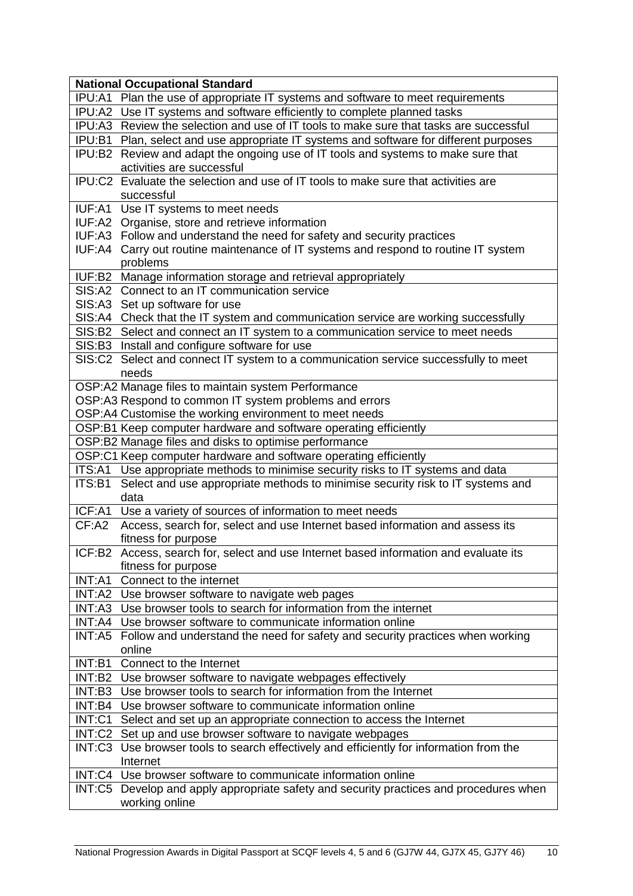| National Occupational Standard | |
|---|---|
| IPU:A1 | Plan the use of appropriate IT systems and software to meet requirements |
| IPU:A2 | Use IT systems and software efficiently to complete planned tasks |
| IPU:A3 | Review the selection and use of IT tools to make sure that tasks are successful |
| IPU:B1 | Plan, select and use appropriate IT systems and software for different purposes |
| IPU:B2 | Review and adapt the ongoing use of IT tools and systems to make sure that activities are successful |
| IPU:C2 | Evaluate the selection and use of IT tools to make sure that activities are successful |
| IUF:A1 | Use IT systems to meet needs |
| IUF:A2 | Organise, store and retrieve information |
| IUF:A3 | Follow and understand the need for safety and security practices |
| IUF:A4 | Carry out routine maintenance of IT systems and respond to routine IT system problems |
| IUF:B2 | Manage information storage and retrieval appropriately |
| SIS:A2 | Connect to an IT communication service |
| SIS:A3 | Set up software for use |
| SIS:A4 | Check that the IT system and communication service are working successfully |
| SIS:B2 | Select and connect an IT system to a communication service to meet needs |
| SIS:B3 | Install and configure software for use |
| SIS:C2 | Select and connect IT system to a communication service successfully to meet needs |
| OSP:A2 | Manage files to maintain system Performance |
| OSP:A3 | Respond to common IT system problems and errors |
| OSP:A4 | Customise the working environment to meet needs |
| OSP:B1 | Keep computer hardware and software operating efficiently |
| OSP:B2 | Manage files and disks to optimise performance |
| OSP:C1 | Keep computer hardware and software operating efficiently |
| ITS:A1 | Use appropriate methods to minimise security risks to IT systems and data |
| ITS:B1 | Select and use appropriate methods to minimise security risk to IT systems and data |
| ICF:A1 | Use a variety of sources of information to meet needs |
| CF:A2 | Access, search for, select and use Internet based information and assess its fitness for purpose |
| ICF:B2 | Access, search for, select and use Internet based information and evaluate its fitness for purpose |
| INT:A1 | Connect to the internet |
| INT:A2 | Use browser software to navigate web pages |
| INT:A3 | Use browser tools to search for information from the internet |
| INT:A4 | Use browser software to communicate information online |
| INT:A5 | Follow and understand the need for safety and security practices when working online |
| INT:B1 | Connect to the Internet |
| INT:B2 | Use browser software to navigate webpages effectively |
| INT:B3 | Use browser tools to search for information from the Internet |
| INT:B4 | Use browser software to communicate information online |
| INT:C1 | Select and set up an appropriate connection to access the Internet |
| INT:C2 | Set up and use browser software to navigate webpages |
| INT:C3 | Use browser tools to search effectively and efficiently for information from the Internet |
| INT:C4 | Use browser software to communicate information online |
| INT:C5 | Develop and apply appropriate safety and security practices and procedures when working online |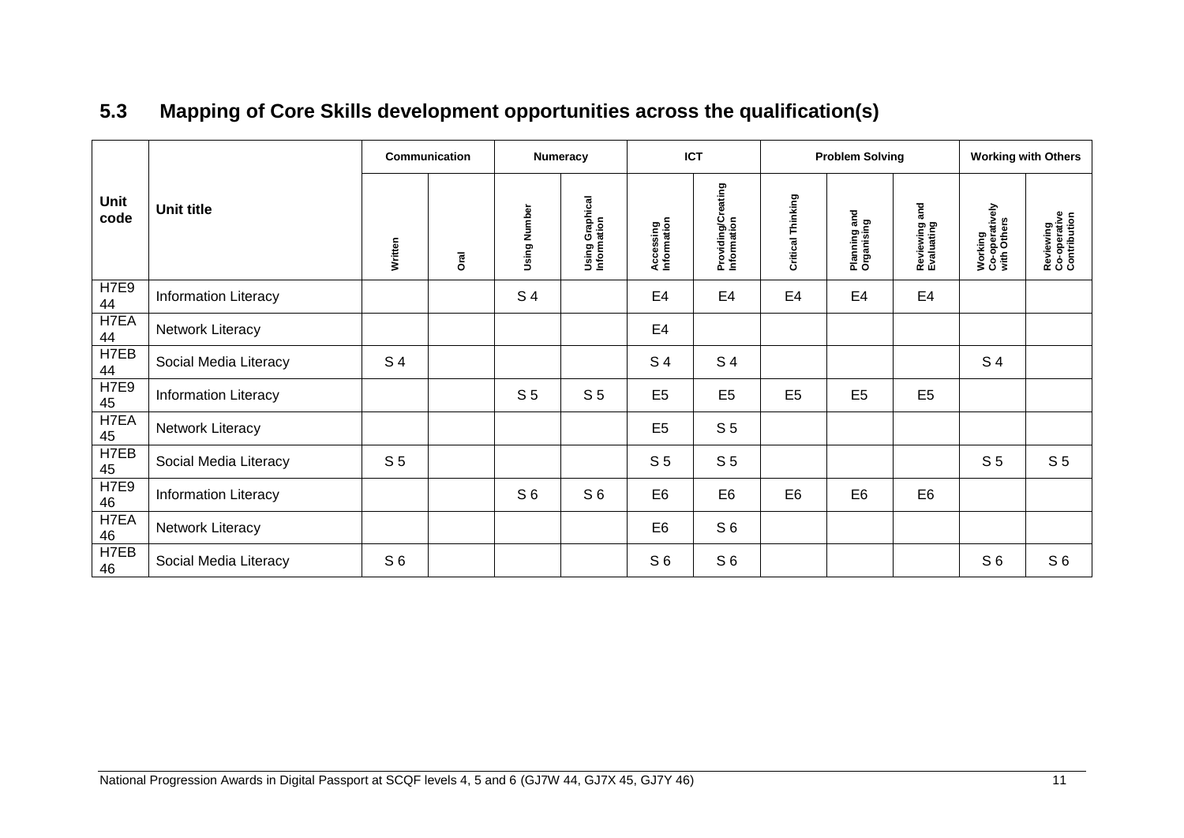## 5.3 Mapping of Core Skills development opportunities across the qualification(s)

| Unit code | Unit title | Communication | | Numeracy | | ICT | | Problem Solving | | | Working with Others | |
|---|---|---|---|---|---|---|---|---|---|---|---|---|
| | | Written | Oral | Using Number | Using Graphical Information | Accessing Information | Providing/Creating Information | Critical Thinking | Planning and Organising | Reviewing and Evaluating | Working Co-operatively with Others | Reviewing Co-operative Contribution |
| H7E9 44 | Information Literacy | | | S 4 | | E4 | E4 | E4 | E4 | E4 | | |
| H7EA 44 | Network Literacy | | | | | E4 | | | | | | |
| H7EB 44 | Social Media Literacy | S 4 | | | | S 4 | S 4 | | | | S 4 | |
| H7E9 45 | Information Literacy | | | S 5 | S 5 | E5 | E5 | E5 | E5 | E5 | | |
| H7EA 45 | Network Literacy | | | | | E5 | S 5 | | | | | |
| H7EB 45 | Social Media Literacy | S 5 | | | | S 5 | S 5 | | | | S 5 | S 5 |
| H7E9 46 | Information Literacy | | | S 6 | S 6 | E6 | E6 | E6 | E6 | E6 | | |
| H7EA 46 | Network Literacy | | | | | E6 | S 6 | | | | | |
| H7EB 46 | Social Media Literacy | S 6 | | | | S 6 | S 6 | | | | S 6 | S 6 |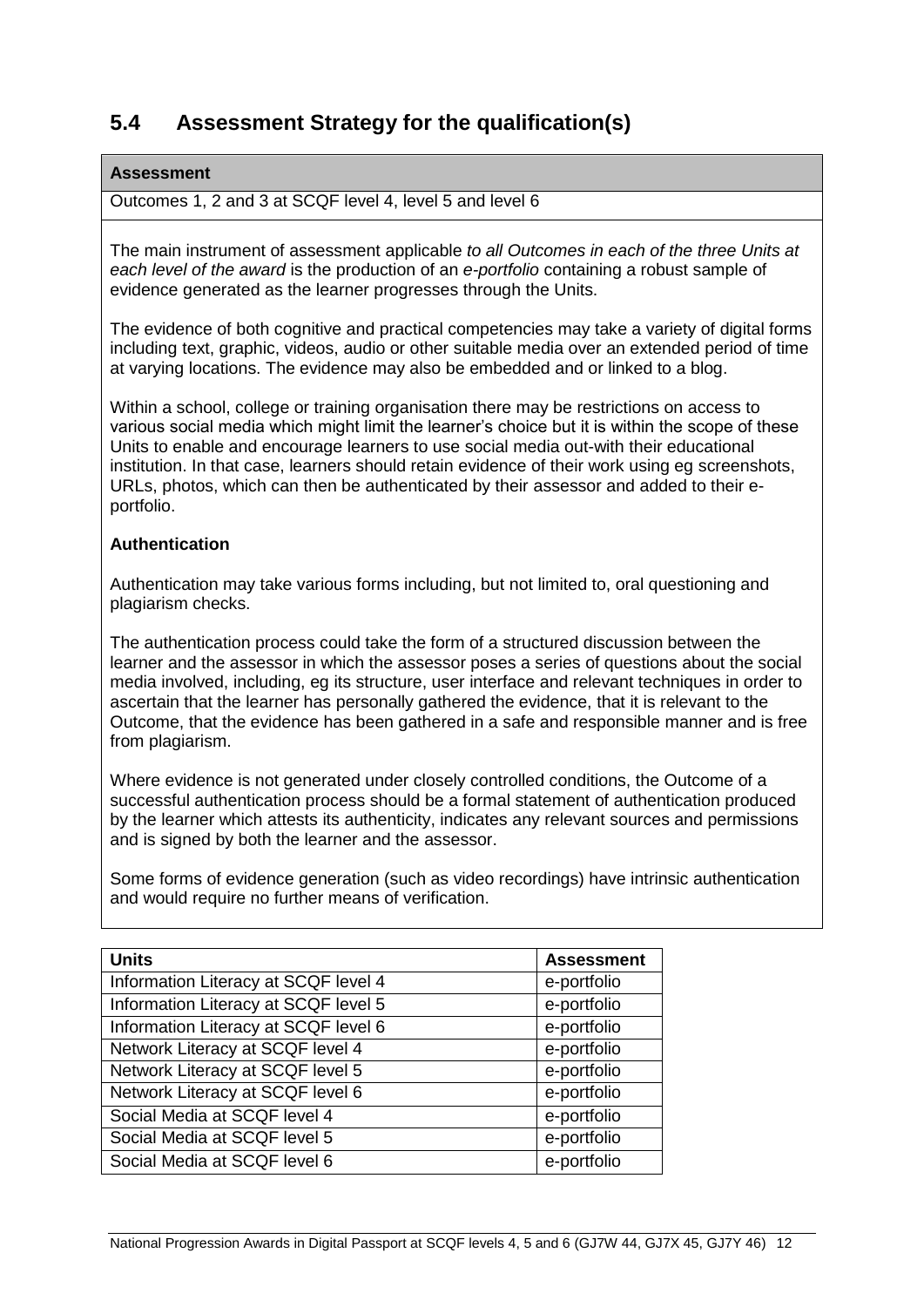## 5.4 Assessment Strategy for the qualification(s)

**Assessment**

Outcomes 1, 2 and 3 at SCQF level 4, level 5 and level 6

The main instrument of assessment applicable *to all Outcomes in each of the three Units at each level of the award* is the production of an *e-portfolio* containing a robust sample of evidence generated as the learner progresses through the Units.

The evidence of both cognitive and practical competencies may take a variety of digital forms including text, graphic, videos, audio or other suitable media over an extended period of time at varying locations. The evidence may also be embedded and or linked to a blog.

Within a school, college or training organisation there may be restrictions on access to various social media which might limit the learner's choice but it is within the scope of these Units to enable and encourage learners to use social media out-with their educational institution. In that case, learners should retain evidence of their work using eg screenshots, URLs, photos, which can then be authenticated by their assessor and added to their e-portfolio.

**Authentication**

Authentication may take various forms including, but not limited to, oral questioning and plagiarism checks.

The authentication process could take the form of a structured discussion between the learner and the assessor in which the assessor poses a series of questions about the social media involved, including, eg its structure, user interface and relevant techniques in order to ascertain that the learner has personally gathered the evidence, that it is relevant to the Outcome, that the evidence has been gathered in a safe and responsible manner and is free from plagiarism.

Where evidence is not generated under closely controlled conditions, the Outcome of a successful authentication process should be a formal statement of authentication produced by the learner which attests its authenticity, indicates any relevant sources and permissions and is signed by both the learner and the assessor.

Some forms of evidence generation (such as video recordings) have intrinsic authentication and would require no further means of verification.

| Units | Assessment |
|---|---|
| Information Literacy at SCQF level 4 | e-portfolio |
| Information Literacy at SCQF level 5 | e-portfolio |
| Information Literacy at SCQF level 6 | e-portfolio |
| Network Literacy at SCQF level 4 | e-portfolio |
| Network Literacy at SCQF level 5 | e-portfolio |
| Network Literacy at SCQF level 6 | e-portfolio |
| Social Media at SCQF level 4 | e-portfolio |
| Social Media at SCQF level 5 | e-portfolio |
| Social Media at SCQF level 6 | e-portfolio |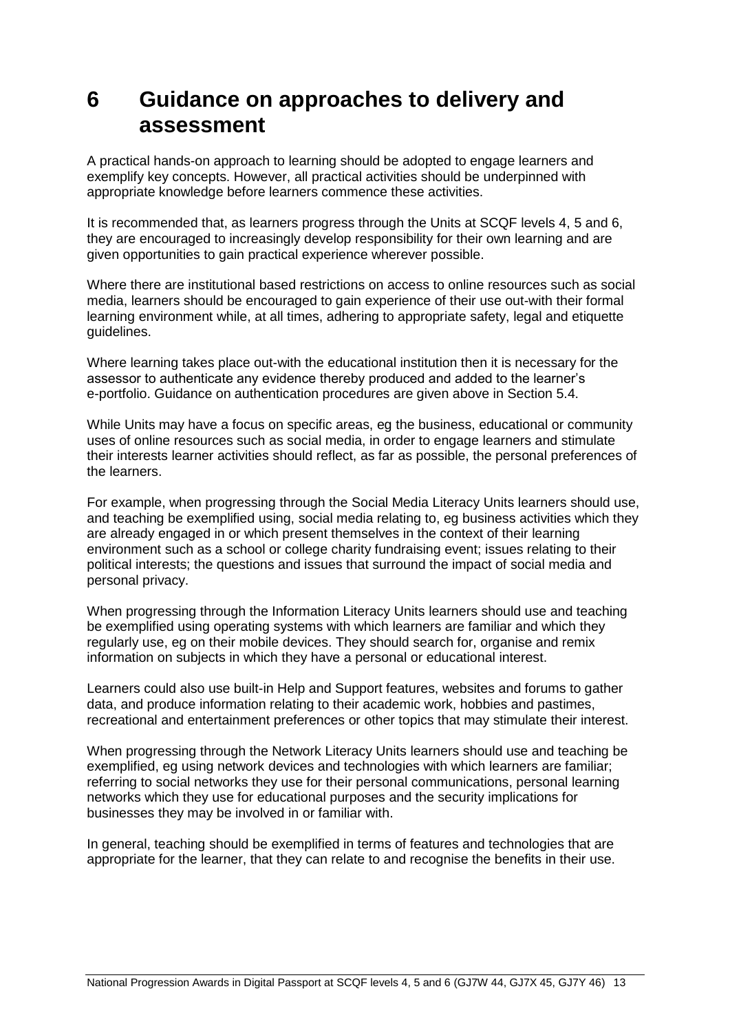# 6 Guidance on approaches to delivery and assessment

A practical hands-on approach to learning should be adopted to engage learners and exemplify key concepts. However, all practical activities should be underpinned with appropriate knowledge before learners commence these activities.

It is recommended that, as learners progress through the Units at SCQF levels 4, 5 and 6, they are encouraged to increasingly develop responsibility for their own learning and are given opportunities to gain practical experience wherever possible.

Where there are institutional based restrictions on access to online resources such as social media, learners should be encouraged to gain experience of their use out-with their formal learning environment while, at all times, adhering to appropriate safety, legal and etiquette guidelines.

Where learning takes place out-with the educational institution then it is necessary for the assessor to authenticate any evidence thereby produced and added to the learner's e-portfolio. Guidance on authentication procedures are given above in Section 5.4.

While Units may have a focus on specific areas, eg the business, educational or community uses of online resources such as social media, in order to engage learners and stimulate their interests learner activities should reflect, as far as possible, the personal preferences of the learners.

For example, when progressing through the Social Media Literacy Units learners should use, and teaching be exemplified using, social media relating to, eg business activities which they are already engaged in or which present themselves in the context of their learning environment such as a school or college charity fundraising event; issues relating to their political interests; the questions and issues that surround the impact of social media and personal privacy.

When progressing through the Information Literacy Units learners should use and teaching be exemplified using operating systems with which learners are familiar and which they regularly use, eg on their mobile devices. They should search for, organise and remix information on subjects in which they have a personal or educational interest.

Learners could also use built-in Help and Support features, websites and forums to gather data, and produce information relating to their academic work, hobbies and pastimes, recreational and entertainment preferences or other topics that may stimulate their interest.

When progressing through the Network Literacy Units learners should use and teaching be exemplified, eg using network devices and technologies with which learners are familiar; referring to social networks they use for their personal communications, personal learning networks which they use for educational purposes and the security implications for businesses they may be involved in or familiar with.

In general, teaching should be exemplified in terms of features and technologies that are appropriate for the learner, that they can relate to and recognise the benefits in their use.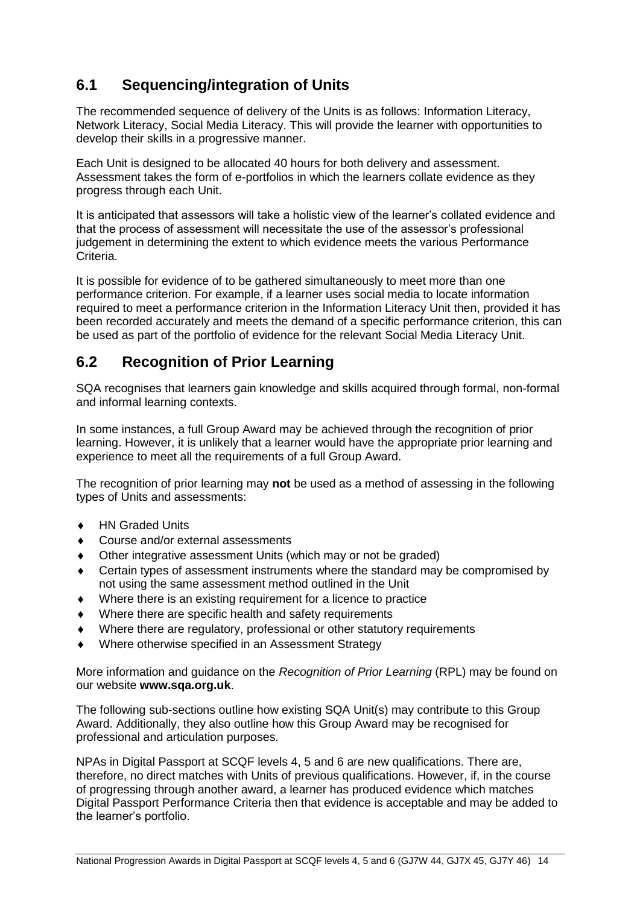## 6.1 Sequencing/integration of Units

The recommended sequence of delivery of the Units is as follows: Information Literacy, Network Literacy, Social Media Literacy. This will provide the learner with opportunities to develop their skills in a progressive manner.

Each Unit is designed to be allocated 40 hours for both delivery and assessment. Assessment takes the form of e-portfolios in which the learners collate evidence as they progress through each Unit.

It is anticipated that assessors will take a holistic view of the learner's collated evidence and that the process of assessment will necessitate the use of the assessor's professional judgement in determining the extent to which evidence meets the various Performance Criteria.

It is possible for evidence of to be gathered simultaneously to meet more than one performance criterion. For example, if a learner uses social media to locate information required to meet a performance criterion in the Information Literacy Unit then, provided it has been recorded accurately and meets the demand of a specific performance criterion, this can be used as part of the portfolio of evidence for the relevant Social Media Literacy Unit.

## 6.2 Recognition of Prior Learning

SQA recognises that learners gain knowledge and skills acquired through formal, non-formal and informal learning contexts.

In some instances, a full Group Award may be achieved through the recognition of prior learning. However, it is unlikely that a learner would have the appropriate prior learning and experience to meet all the requirements of a full Group Award.

The recognition of prior learning may **not** be used as a method of assessing in the following types of Units and assessments:

- HN Graded Units
- Course and/or external assessments
- Other integrative assessment Units (which may or not be graded)
- Certain types of assessment instruments where the standard may be compromised by not using the same assessment method outlined in the Unit
- Where there is an existing requirement for a licence to practice
- Where there are specific health and safety requirements
- Where there are regulatory, professional or other statutory requirements
- Where otherwise specified in an Assessment Strategy

More information and guidance on the *Recognition of Prior Learning* (RPL) may be found on our website **www.sqa.org.uk**.

The following sub-sections outline how existing SQA Unit(s) may contribute to this Group Award. Additionally, they also outline how this Group Award may be recognised for professional and articulation purposes.

NPAs in Digital Passport at SCQF levels 4, 5 and 6 are new qualifications. There are, therefore, no direct matches with Units of previous qualifications. However, if, in the course of progressing through another award, a learner has produced evidence which matches Digital Passport Performance Criteria then that evidence is acceptable and may be added to the learner's portfolio.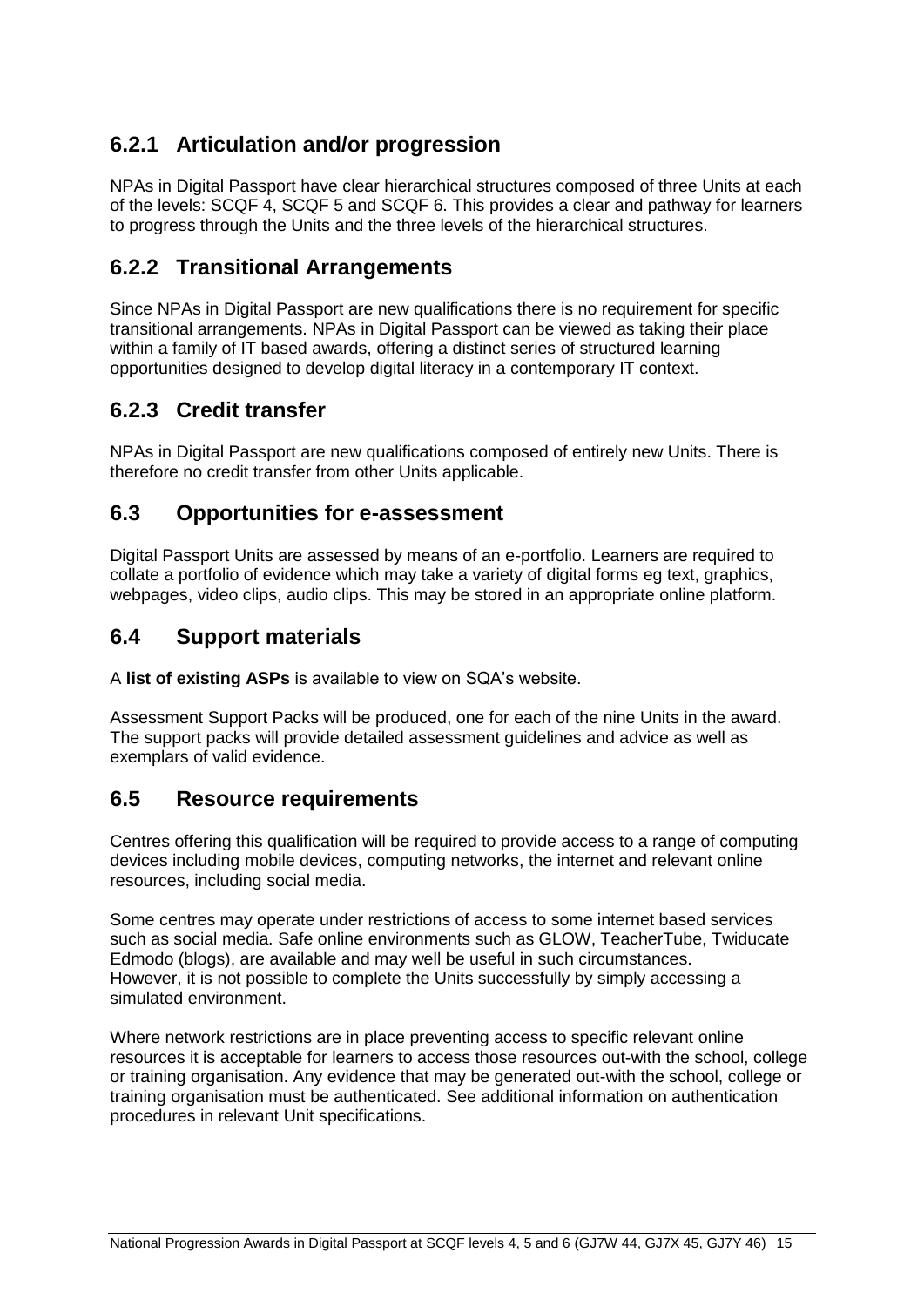### 6.2.1 Articulation and/or progression

NPAs in Digital Passport have clear hierarchical structures composed of three Units at each of the levels: SCQF 4, SCQF 5 and SCQF 6. This provides a clear and pathway for learners to progress through the Units and the three levels of the hierarchical structures.

### 6.2.2 Transitional Arrangements

Since NPAs in Digital Passport are new qualifications there is no requirement for specific transitional arrangements. NPAs in Digital Passport can be viewed as taking their place within a family of IT based awards, offering a distinct series of structured learning opportunities designed to develop digital literacy in a contemporary IT context.

### 6.2.3 Credit transfer

NPAs in Digital Passport are new qualifications composed of entirely new Units. There is therefore no credit transfer from other Units applicable.

## 6.3 Opportunities for e-assessment

Digital Passport Units are assessed by means of an e-portfolio. Learners are required to collate a portfolio of evidence which may take a variety of digital forms eg text, graphics, webpages, video clips, audio clips. This may be stored in an appropriate online platform.

## 6.4 Support materials

A **list of existing ASPs** is available to view on SQA's website.

Assessment Support Packs will be produced, one for each of the nine Units in the award. The support packs will provide detailed assessment guidelines and advice as well as exemplars of valid evidence.

## 6.5 Resource requirements

Centres offering this qualification will be required to provide access to a range of computing devices including mobile devices, computing networks, the internet and relevant online resources, including social media.

Some centres may operate under restrictions of access to some internet based services such as social media. Safe online environments such as GLOW, TeacherTube, Twiducate Edmodo (blogs), are available and may well be useful in such circumstances.
However, it is not possible to complete the Units successfully by simply accessing a simulated environment.

Where network restrictions are in place preventing access to specific relevant online resources it is acceptable for learners to access those resources out-with the school, college or training organisation. Any evidence that may be generated out-with the school, college or training organisation must be authenticated. See additional information on authentication procedures in relevant Unit specifications.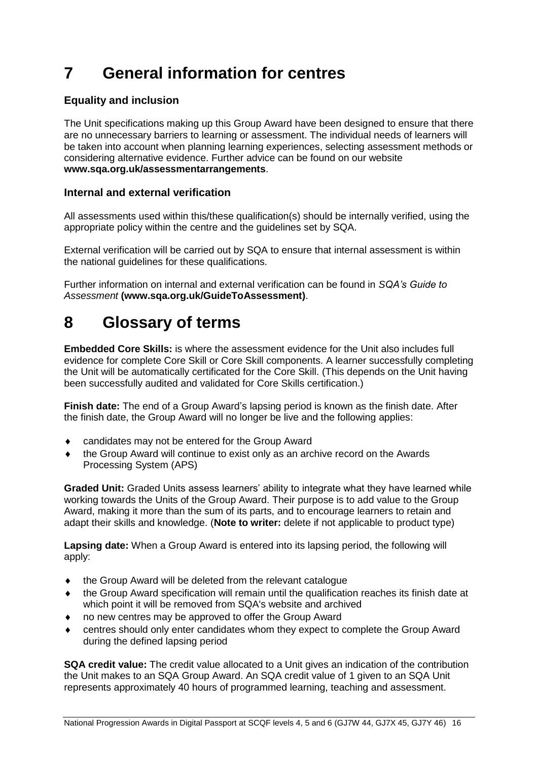# 7 General information for centres

### Equality and inclusion

The Unit specifications making up this Group Award have been designed to ensure that there are no unnecessary barriers to learning or assessment. The individual needs of learners will be taken into account when planning learning experiences, selecting assessment methods or considering alternative evidence. Further advice can be found on our website **www.sqa.org.uk/assessmentarrangements**.

### Internal and external verification

All assessments used within this/these qualification(s) should be internally verified, using the appropriate policy within the centre and the guidelines set by SQA.

External verification will be carried out by SQA to ensure that internal assessment is within the national guidelines for these qualifications.

Further information on internal and external verification can be found in *SQA's Guide to Assessment* **(www.sqa.org.uk/GuideToAssessment)**.

# 8 Glossary of terms

**Embedded Core Skills:** is where the assessment evidence for the Unit also includes full evidence for complete Core Skill or Core Skill components. A learner successfully completing the Unit will be automatically certificated for the Core Skill. (This depends on the Unit having been successfully audited and validated for Core Skills certification.)

**Finish date:** The end of a Group Award's lapsing period is known as the finish date. After the finish date, the Group Award will no longer be live and the following applies:

- candidates may not be entered for the Group Award
- the Group Award will continue to exist only as an archive record on the Awards Processing System (APS)

**Graded Unit:** Graded Units assess learners' ability to integrate what they have learned while working towards the Units of the Group Award. Their purpose is to add value to the Group Award, making it more than the sum of its parts, and to encourage learners to retain and adapt their skills and knowledge. (**Note to writer:** delete if not applicable to product type)

**Lapsing date:** When a Group Award is entered into its lapsing period, the following will apply:

- the Group Award will be deleted from the relevant catalogue
- the Group Award specification will remain until the qualification reaches its finish date at which point it will be removed from SQA's website and archived
- no new centres may be approved to offer the Group Award
- centres should only enter candidates whom they expect to complete the Group Award during the defined lapsing period

**SQA credit value:** The credit value allocated to a Unit gives an indication of the contribution the Unit makes to an SQA Group Award. An SQA credit value of 1 given to an SQA Unit represents approximately 40 hours of programmed learning, teaching and assessment.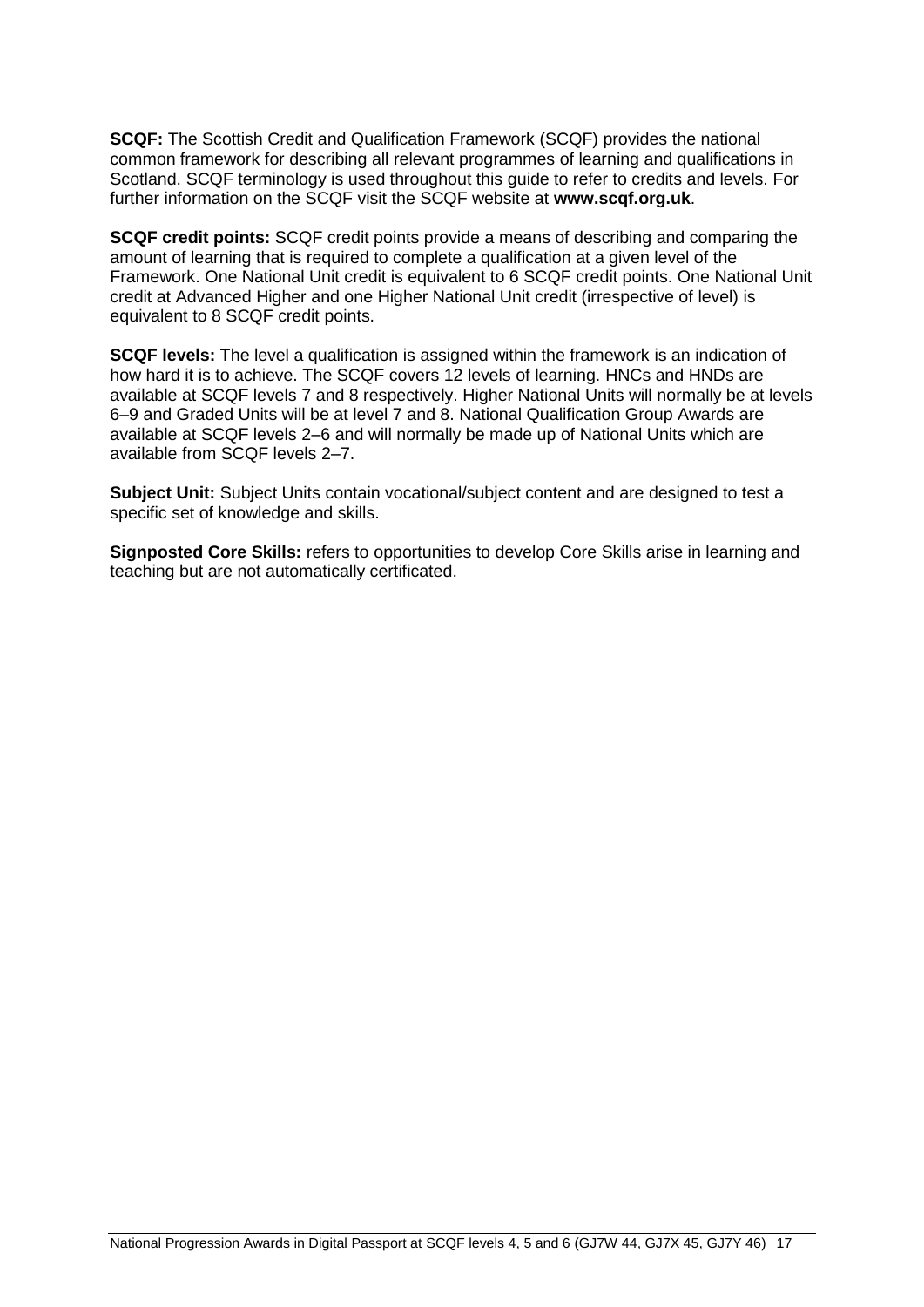**SCQF:** The Scottish Credit and Qualification Framework (SCQF) provides the national common framework for describing all relevant programmes of learning and qualifications in Scotland. SCQF terminology is used throughout this guide to refer to credits and levels. For further information on the SCQF visit the SCQF website at **www.scqf.org.uk**.

**SCQF credit points:** SCQF credit points provide a means of describing and comparing the amount of learning that is required to complete a qualification at a given level of the Framework. One National Unit credit is equivalent to 6 SCQF credit points. One National Unit credit at Advanced Higher and one Higher National Unit credit (irrespective of level) is equivalent to 8 SCQF credit points.

**SCQF levels:** The level a qualification is assigned within the framework is an indication of how hard it is to achieve. The SCQF covers 12 levels of learning. HNCs and HNDs are available at SCQF levels 7 and 8 respectively. Higher National Units will normally be at levels 6–9 and Graded Units will be at level 7 and 8. National Qualification Group Awards are available at SCQF levels 2–6 and will normally be made up of National Units which are available from SCQF levels 2–7.

**Subject Unit:** Subject Units contain vocational/subject content and are designed to test a specific set of knowledge and skills.

**Signposted Core Skills:** refers to opportunities to develop Core Skills arise in learning and teaching but are not automatically certificated.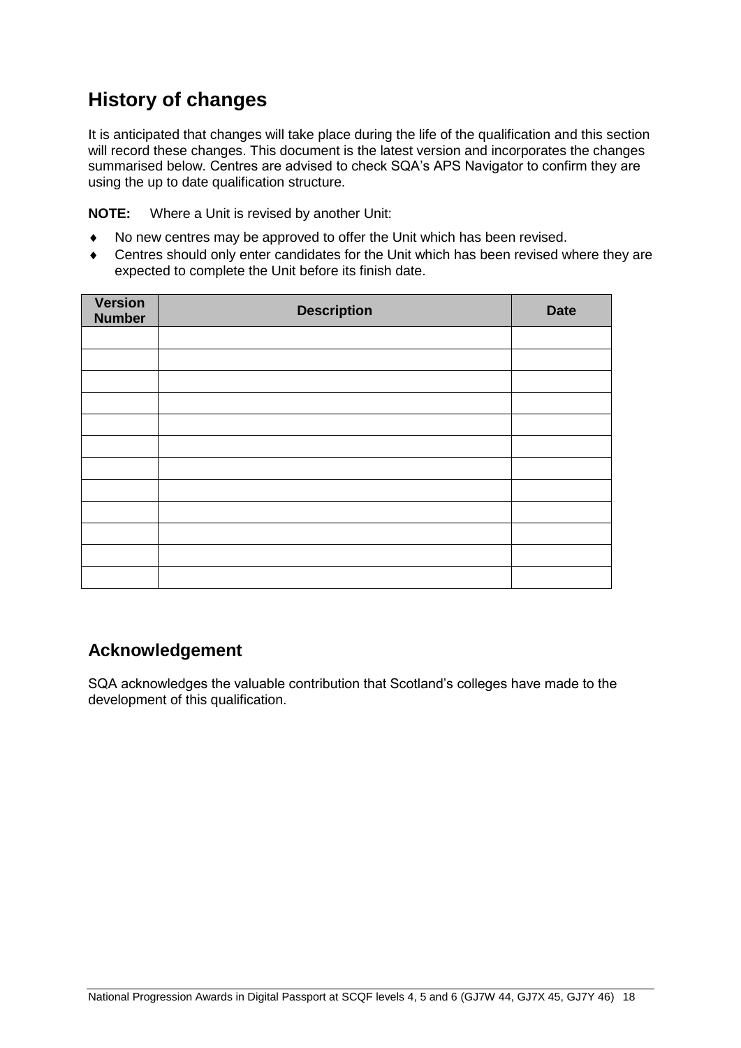## History of changes

It is anticipated that changes will take place during the life of the qualification and this section will record these changes. This document is the latest version and incorporates the changes summarised below. Centres are advised to check SQA's APS Navigator to confirm they are using the up to date qualification structure.

**NOTE:** Where a Unit is revised by another Unit:

- No new centres may be approved to offer the Unit which has been revised.
- Centres should only enter candidates for the Unit which has been revised where they are expected to complete the Unit before its finish date.

| Version Number | Description | Date |
|---|---|---|
| | | |
| | | |
| | | |
| | | |
| | | |
| | | |
| | | |
| | | |
| | | |
| | | |
| | | |
| | | |

## Acknowledgement

SQA acknowledges the valuable contribution that Scotland's colleges have made to the development of this qualification.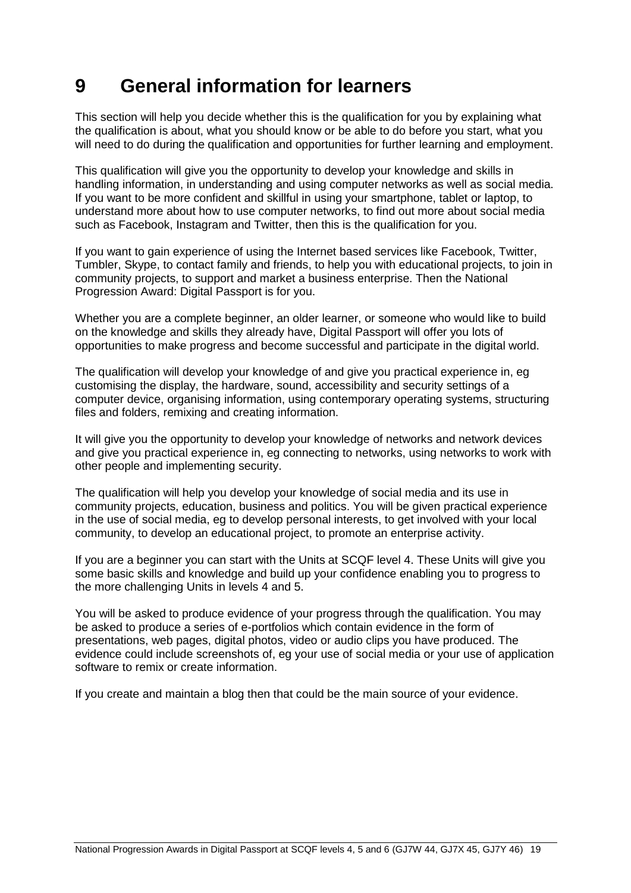# 9 General information for learners

This section will help you decide whether this is the qualification for you by explaining what the qualification is about, what you should know or be able to do before you start, what you will need to do during the qualification and opportunities for further learning and employment.

This qualification will give you the opportunity to develop your knowledge and skills in handling information, in understanding and using computer networks as well as social media. If you want to be more confident and skillful in using your smartphone, tablet or laptop, to understand more about how to use computer networks, to find out more about social media such as Facebook, Instagram and Twitter, then this is the qualification for you.

If you want to gain experience of using the Internet based services like Facebook, Twitter, Tumbler, Skype, to contact family and friends, to help you with educational projects, to join in community projects, to support and market a business enterprise. Then the National Progression Award: Digital Passport is for you.

Whether you are a complete beginner, an older learner, or someone who would like to build on the knowledge and skills they already have, Digital Passport will offer you lots of opportunities to make progress and become successful and participate in the digital world.

The qualification will develop your knowledge of and give you practical experience in, eg customising the display, the hardware, sound, accessibility and security settings of a computer device, organising information, using contemporary operating systems, structuring files and folders, remixing and creating information.

It will give you the opportunity to develop your knowledge of networks and network devices and give you practical experience in, eg connecting to networks, using networks to work with other people and implementing security.

The qualification will help you develop your knowledge of social media and its use in community projects, education, business and politics. You will be given practical experience in the use of social media, eg to develop personal interests, to get involved with your local community, to develop an educational project, to promote an enterprise activity.

If you are a beginner you can start with the Units at SCQF level 4. These Units will give you some basic skills and knowledge and build up your confidence enabling you to progress to the more challenging Units in levels 4 and 5.

You will be asked to produce evidence of your progress through the qualification. You may be asked to produce a series of e-portfolios which contain evidence in the form of presentations, web pages, digital photos, video or audio clips you have produced. The evidence could include screenshots of, eg your use of social media or your use of application software to remix or create information.

If you create and maintain a blog then that could be the main source of your evidence.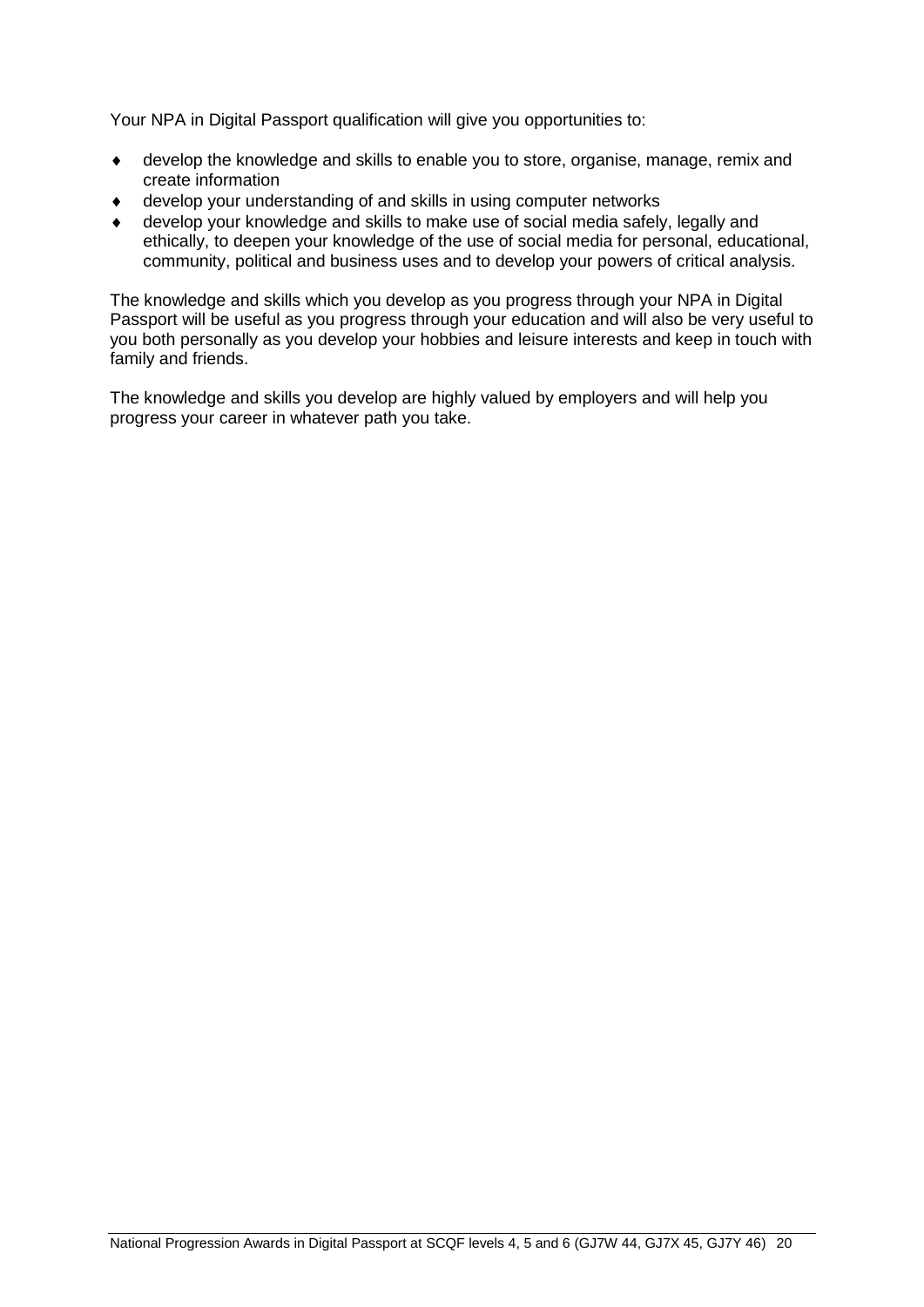Your NPA in Digital Passport qualification will give you opportunities to:

- develop the knowledge and skills to enable you to store, organise, manage, remix and create information
- develop your understanding of and skills in using computer networks
- develop your knowledge and skills to make use of social media safely, legally and ethically, to deepen your knowledge of the use of social media for personal, educational, community, political and business uses and to develop your powers of critical analysis.

The knowledge and skills which you develop as you progress through your NPA in Digital Passport will be useful as you progress through your education and will also be very useful to you both personally as you develop your hobbies and leisure interests and keep in touch with family and friends.

The knowledge and skills you develop are highly valued by employers and will help you progress your career in whatever path you take.